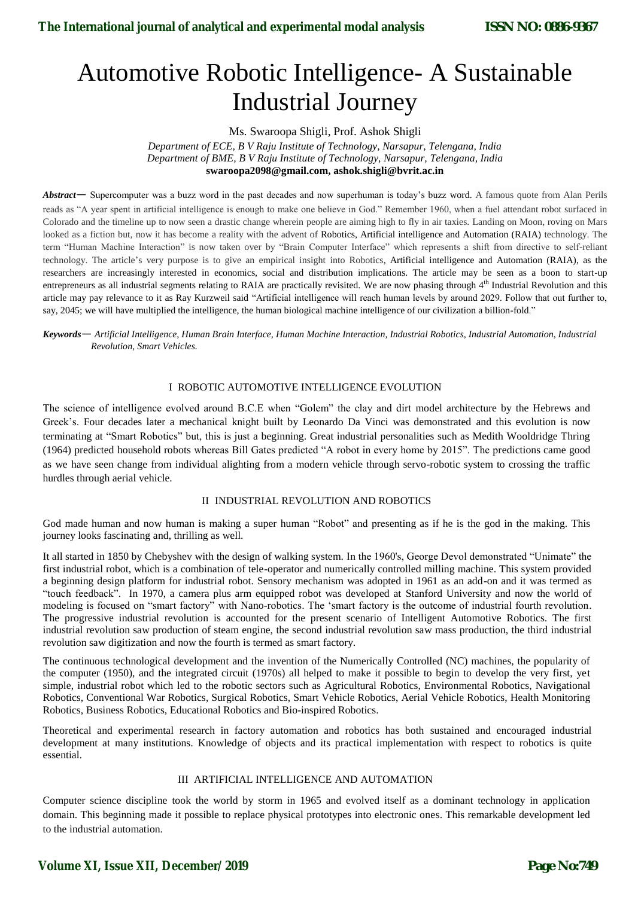# Automotive Robotic Intelligence- A Sustainable Industrial Journey

Ms. Swaroopa Shigli, Prof. Ashok Shigli

*Department of ECE, B V Raju Institute of Technology, Narsapur, Telengana, India*
*Department of BME, B V Raju Institute of Technology, Narsapur, Telengana, India*
**swaroopa2098@gmail.com, ashok.shigli@bvrit.ac.in**

***Abstract*—** Supercomputer was a buzz word in the past decades and now superhuman is today's buzz word. A famous quote from Alan Perils reads as "A year spent in artificial intelligence is enough to make one believe in God." Remember 1960, when a fuel attendant robot surfaced in Colorado and the timeline up to now seen a drastic change wherein people are aiming high to fly in air taxies. Landing on Moon, roving on Mars looked as a fiction but, now it has become a reality with the advent of Robotics, Artificial intelligence and Automation (RAIA) technology. The term "Human Machine Interaction" is now taken over by "Brain Computer Interface" which represents a shift from directive to self-reliant technology. The article's very purpose is to give an empirical insight into Robotics, Artificial intelligence and Automation (RAIA), as the researchers are increasingly interested in economics, social and distribution implications. The article may be seen as a boon to start-up entrepreneurs as all industrial segments relating to RAIA are practically revisited. We are now phasing through 4th Industrial Revolution and this article may pay relevance to it as Ray Kurzweil said "Artificial intelligence will reach human levels by around 2029. Follow that out further to, say, 2045; we will have multiplied the intelligence, the human biological machine intelligence of our civilization a billion-fold."

***Keywords*—** *Artificial Intelligence, Human Brain Interface, Human Machine Interaction, Industrial Robotics, Industrial Automation, Industrial Revolution, Smart Vehicles.*

## I ROBOTIC AUTOMOTIVE INTELLIGENCE EVOLUTION

The science of intelligence evolved around B.C.E when "Golem" the clay and dirt model architecture by the Hebrews and Greek's. Four decades later a mechanical knight built by Leonardo Da Vinci was demonstrated and this evolution is now terminating at "Smart Robotics" but, this is just a beginning. Great industrial personalities such as Medith Wooldridge Thring (1964) predicted household robots whereas Bill Gates predicted "A robot in every home by 2015". The predictions came good as we have seen change from individual alighting from a modern vehicle through servo-robotic system to crossing the traffic hurdles through aerial vehicle.

## II INDUSTRIAL REVOLUTION AND ROBOTICS

God made human and now human is making a super human "Robot" and presenting as if he is the god in the making. This journey looks fascinating and, thrilling as well.

It all started in 1850 by Chebyshev with the design of walking system. In the 1960's, George Devol demonstrated "Unimate" the first industrial robot, which is a combination of tele-operator and numerically controlled milling machine. This system provided a beginning design platform for industrial robot. Sensory mechanism was adopted in 1961 as an add-on and it was termed as "touch feedback". In 1970, a camera plus arm equipped robot was developed at Stanford University and now the world of modeling is focused on "smart factory" with Nano-robotics. The 'smart factory is the outcome of industrial fourth revolution. The progressive industrial revolution is accounted for the present scenario of Intelligent Automotive Robotics. The first industrial revolution saw production of steam engine, the second industrial revolution saw mass production, the third industrial revolution saw digitization and now the fourth is termed as smart factory.

The continuous technological development and the invention of the Numerically Controlled (NC) machines, the popularity of the computer (1950), and the integrated circuit (1970s) all helped to make it possible to begin to develop the very first, yet simple, industrial robot which led to the robotic sectors such as Agricultural Robotics, Environmental Robotics, Navigational Robotics, Conventional War Robotics, Surgical Robotics, Smart Vehicle Robotics, Aerial Vehicle Robotics, Health Monitoring Robotics, Business Robotics, Educational Robotics and Bio-inspired Robotics.

Theoretical and experimental research in factory automation and robotics has both sustained and encouraged industrial development at many institutions. Knowledge of objects and its practical implementation with respect to robotics is quite essential.

## III ARTIFICIAL INTELLIGENCE AND AUTOMATION

Computer science discipline took the world by storm in 1965 and evolved itself as a dominant technology in application domain. This beginning made it possible to replace physical prototypes into electronic ones. This remarkable development led to the industrial automation.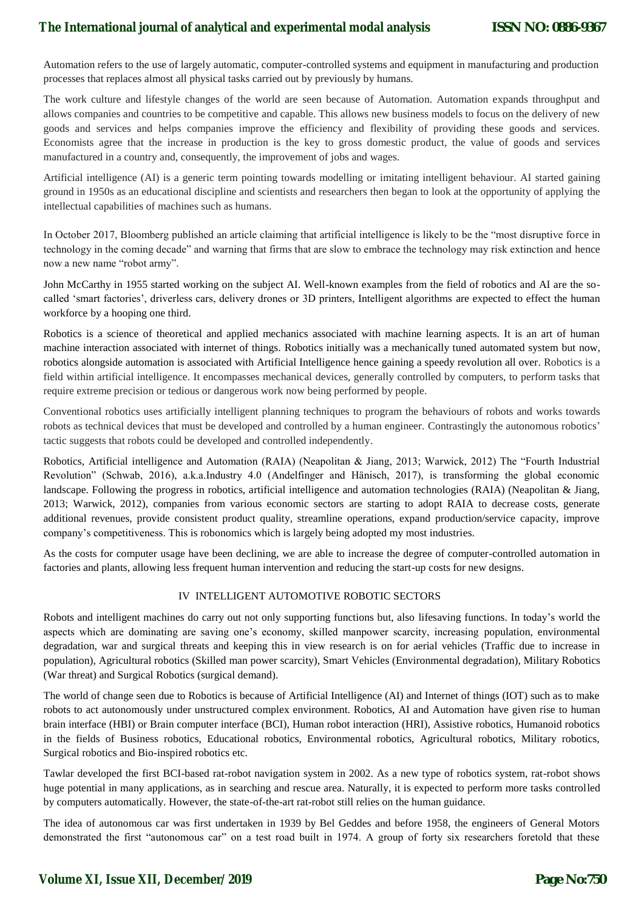Automation refers to the use of largely automatic, computer-controlled systems and equipment in manufacturing and production processes that replaces almost all physical tasks carried out by previously by humans.

The work culture and lifestyle changes of the world are seen because of Automation. Automation expands throughput and allows companies and countries to be competitive and capable. This allows new business models to focus on the delivery of new goods and services and helps companies improve the efficiency and flexibility of providing these goods and services. Economists agree that the increase in production is the key to gross domestic product, the value of goods and services manufactured in a country and, consequently, the improvement of jobs and wages.

Artificial intelligence (AI) is a generic term pointing towards modelling or imitating intelligent behaviour. AI started gaining ground in 1950s as an educational discipline and scientists and researchers then began to look at the opportunity of applying the intellectual capabilities of machines such as humans.

In October 2017, Bloomberg published an article claiming that artificial intelligence is likely to be the "most disruptive force in technology in the coming decade" and warning that firms that are slow to embrace the technology may risk extinction and hence now a new name "robot army".

John McCarthy in 1955 started working on the subject AI. Well-known examples from the field of robotics and AI are the so-called 'smart factories', driverless cars, delivery drones or 3D printers, Intelligent algorithms are expected to effect the human workforce by a hooping one third.

Robotics is a science of theoretical and applied mechanics associated with machine learning aspects. It is an art of human machine interaction associated with internet of things. Robotics initially was a mechanically tuned automated system but now, robotics alongside automation is associated with Artificial Intelligence hence gaining a speedy revolution all over. Robotics is a field within artificial intelligence. It encompasses mechanical devices, generally controlled by computers, to perform tasks that require extreme precision or tedious or dangerous work now being performed by people.

Conventional robotics uses artificially intelligent planning techniques to program the behaviours of robots and works towards robots as technical devices that must be developed and controlled by a human engineer. Contrastingly the autonomous robotics' tactic suggests that robots could be developed and controlled independently.

Robotics, Artificial intelligence and Automation (RAIA) (Neapolitan & Jiang, 2013; Warwick, 2012) The "Fourth Industrial Revolution" (Schwab, 2016), a.k.a.Industry 4.0 (Andelfinger and Hänisch, 2017), is transforming the global economic landscape. Following the progress in robotics, artificial intelligence and automation technologies (RAIA) (Neapolitan & Jiang, 2013; Warwick, 2012), companies from various economic sectors are starting to adopt RAIA to decrease costs, generate additional revenues, provide consistent product quality, streamline operations, expand production/service capacity, improve company's competitiveness. This is robonomics which is largely being adopted my most industries.

As the costs for computer usage have been declining, we are able to increase the degree of computer-controlled automation in factories and plants, allowing less frequent human intervention and reducing the start-up costs for new designs.

## IV INTELLIGENT AUTOMOTIVE ROBOTIC SECTORS

Robots and intelligent machines do carry out not only supporting functions but, also lifesaving functions. In today's world the aspects which are dominating are saving one's economy, skilled manpower scarcity, increasing population, environmental degradation, war and surgical threats and keeping this in view research is on for aerial vehicles (Traffic due to increase in population), Agricultural robotics (Skilled man power scarcity), Smart Vehicles (Environmental degradation), Military Robotics (War threat) and Surgical Robotics (surgical demand).

The world of change seen due to Robotics is because of Artificial Intelligence (AI) and Internet of things (IOT) such as to make robots to act autonomously under unstructured complex environment. Robotics, AI and Automation have given rise to human brain interface (HBI) or Brain computer interface (BCI), Human robot interaction (HRI), Assistive robotics, Humanoid robotics in the fields of Business robotics, Educational robotics, Environmental robotics, Agricultural robotics, Military robotics, Surgical robotics and Bio-inspired robotics etc.

Tawlar developed the first BCI-based rat-robot navigation system in 2002. As a new type of robotics system, rat-robot shows huge potential in many applications, as in searching and rescue area. Naturally, it is expected to perform more tasks controlled by computers automatically. However, the state-of-the-art rat-robot still relies on the human guidance.

The idea of autonomous car was first undertaken in 1939 by Bel Geddes and before 1958, the engineers of General Motors demonstrated the first "autonomous car" on a test road built in 1974. A group of forty six researchers foretold that these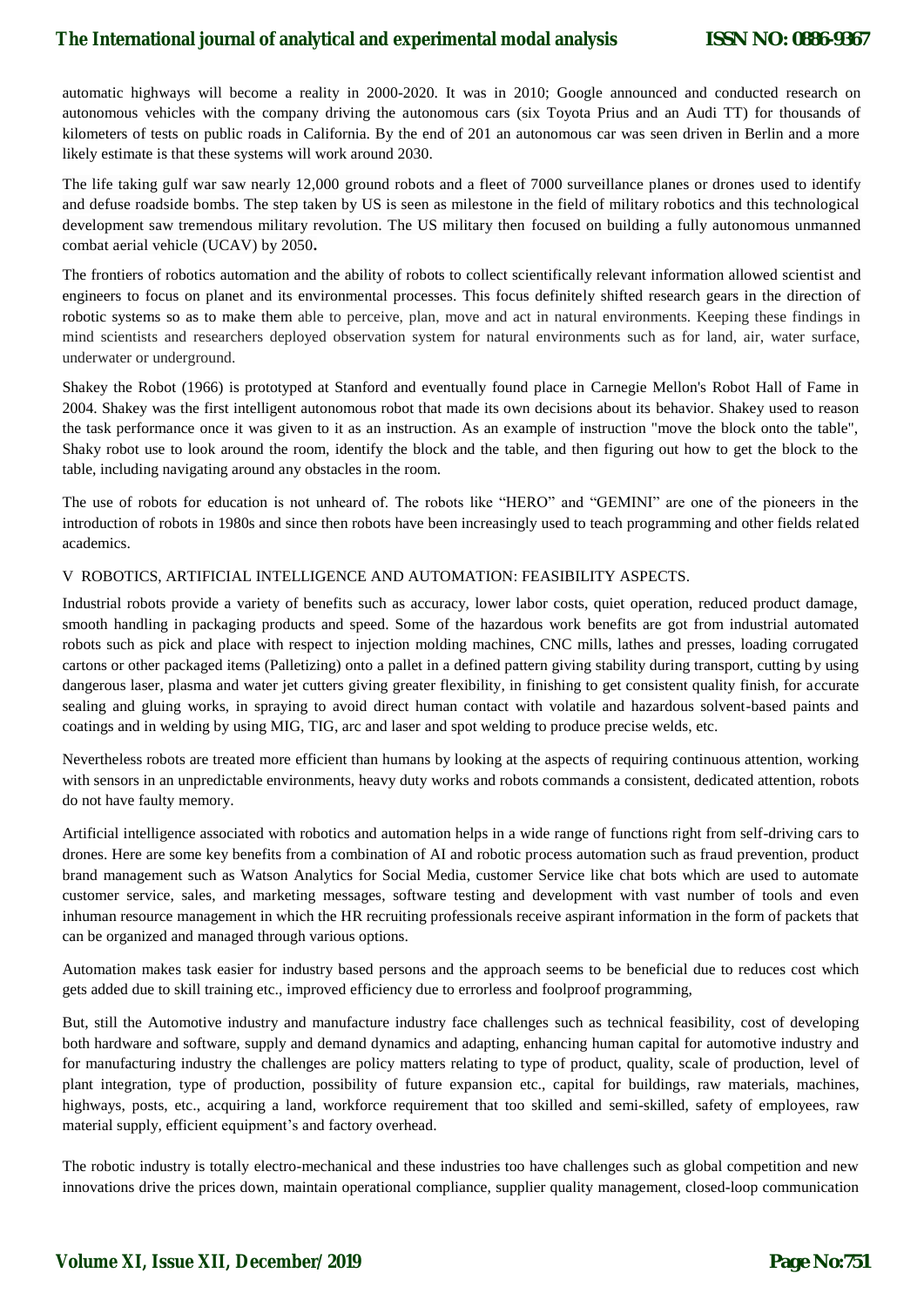automatic highways will become a reality in 2000-2020. It was in 2010; Google announced and conducted research on autonomous vehicles with the company driving the autonomous cars (six Toyota Prius and an Audi TT) for thousands of kilometers of tests on public roads in California. By the end of 201 an autonomous car was seen driven in Berlin and a more likely estimate is that these systems will work around 2030.

The life taking gulf war saw nearly 12,000 ground robots and a fleet of 7000 surveillance planes or drones used to identify and defuse roadside bombs. The step taken by US is seen as milestone in the field of military robotics and this technological development saw tremendous military revolution. The US military then focused on building a fully autonomous unmanned combat aerial vehicle (UCAV) by 2050**.**

The frontiers of robotics automation and the ability of robots to collect scientifically relevant information allowed scientist and engineers to focus on planet and its environmental processes. This focus definitely shifted research gears in the direction of robotic systems so as to make them able to perceive, plan, move and act in natural environments. Keeping these findings in mind scientists and researchers deployed observation system for natural environments such as for land, air, water surface, underwater or underground.

Shakey the Robot (1966) is prototyped at Stanford and eventually found place in Carnegie Mellon's Robot Hall of Fame in 2004. Shakey was the first intelligent autonomous robot that made its own decisions about its behavior. Shakey used to reason the task performance once it was given to it as an instruction. As an example of instruction "move the block onto the table", Shaky robot use to look around the room, identify the block and the table, and then figuring out how to get the block to the table, including navigating around any obstacles in the room.

The use of robots for education is not unheard of. The robots like "HERO" and "GEMINI" are one of the pioneers in the introduction of robots in 1980s and since then robots have been increasingly used to teach programming and other fields related academics.

## V ROBOTICS, ARTIFICIAL INTELLIGENCE AND AUTOMATION: FEASIBILITY ASPECTS.

Industrial robots provide a variety of benefits such as accuracy, lower labor costs, quiet operation, reduced product damage, smooth handling in packaging products and speed. Some of the hazardous work benefits are got from industrial automated robots such as pick and place with respect to injection molding machines, CNC mills, lathes and presses, loading corrugated cartons or other packaged items (Palletizing) onto a pallet in a defined pattern giving stability during transport, cutting by using dangerous laser, plasma and water jet cutters giving greater flexibility, in finishing to get consistent quality finish, for accurate sealing and gluing works, in spraying to avoid direct human contact with volatile and hazardous solvent-based paints and coatings and in welding by using MIG, TIG, arc and laser and spot welding to produce precise welds, etc.

Nevertheless robots are treated more efficient than humans by looking at the aspects of requiring continuous attention, working with sensors in an unpredictable environments, heavy duty works and robots commands a consistent, dedicated attention, robots do not have faulty memory.

Artificial intelligence associated with robotics and automation helps in a wide range of functions right from self-driving cars to drones. Here are some key benefits from a combination of AI and robotic process automation such as fraud prevention, product brand management such as Watson Analytics for Social Media, customer Service like chat bots which are used to automate customer service, sales, and marketing messages, software testing and development with vast number of tools and even inhuman resource management in which the HR recruiting professionals receive aspirant information in the form of packets that can be organized and managed through various options.

Automation makes task easier for industry based persons and the approach seems to be beneficial due to reduces cost which gets added due to skill training etc., improved efficiency due to errorless and foolproof programming,

But, still the Automotive industry and manufacture industry face challenges such as technical feasibility, cost of developing both hardware and software, supply and demand dynamics and adapting, enhancing human capital for automotive industry and for manufacturing industry the challenges are policy matters relating to type of product, quality, scale of production, level of plant integration, type of production, possibility of future expansion etc., capital for buildings, raw materials, machines, highways, posts, etc., acquiring a land, workforce requirement that too skilled and semi-skilled, safety of employees, raw material supply, efficient equipment's and factory overhead.

The robotic industry is totally electro-mechanical and these industries too have challenges such as global competition and new innovations drive the prices down, maintain operational compliance, supplier quality management, closed-loop communication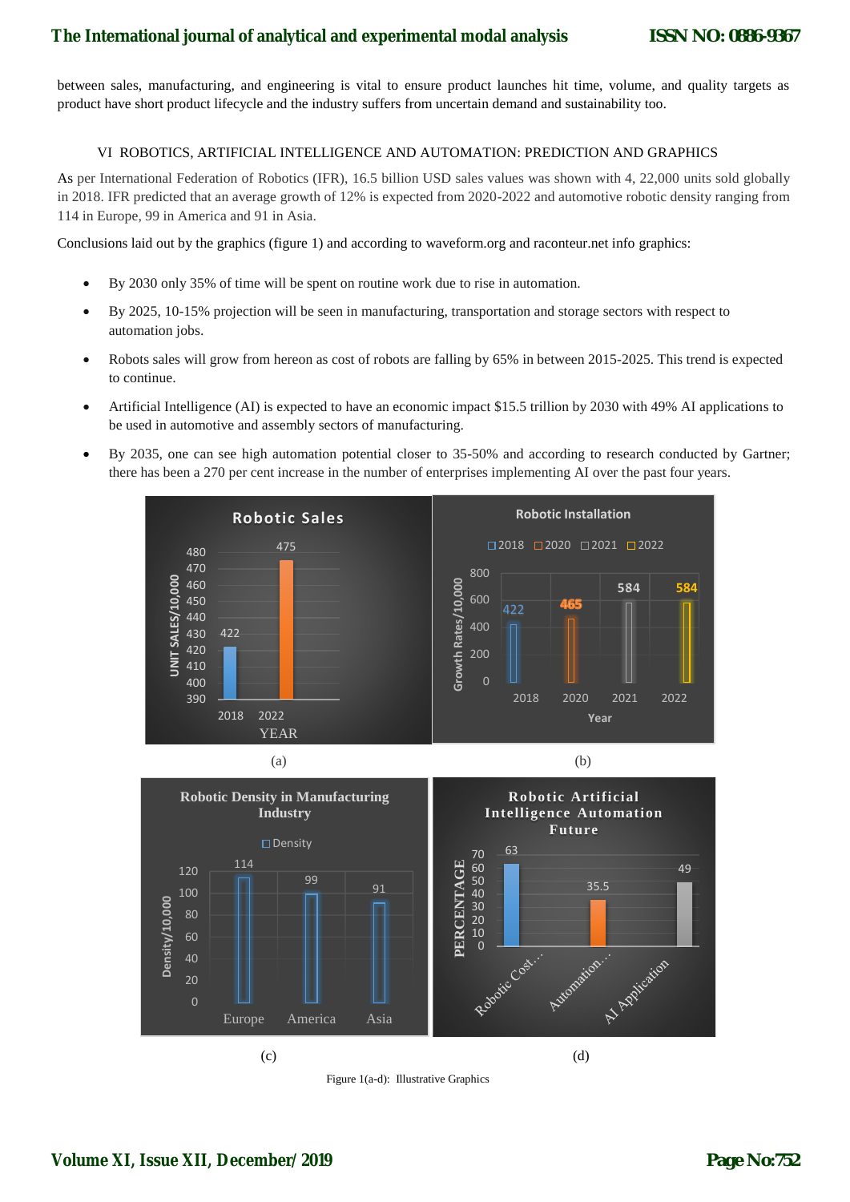between sales, manufacturing, and engineering is vital to ensure product launches hit time, volume, and quality targets as product have short product lifecycle and the industry suffers from uncertain demand and sustainability too.

## VI ROBOTICS, ARTIFICIAL INTELLIGENCE AND AUTOMATION: PREDICTION AND GRAPHICS

As per International Federation of Robotics (IFR), 16.5 billion USD sales values was shown with 4, 22,000 units sold globally in 2018. IFR predicted that an average growth of 12% is expected from 2020-2022 and automotive robotic density ranging from 114 in Europe, 99 in America and 91 in Asia.

Conclusions laid out by the graphics (figure 1) and according to waveform.org and raconteur.net info graphics:

- By 2030 only 35% of time will be spent on routine work due to rise in automation.
- By 2025, 10-15% projection will be seen in manufacturing, transportation and storage sectors with respect to automation jobs.
- Robots sales will grow from hereon as cost of robots are falling by 65% in between 2015-2025. This trend is expected to continue.
- Artificial Intelligence (AI) is expected to have an economic impact $15.5 trillion by 2030 with 49% AI applications to be used in automotive and assembly sectors of manufacturing.
- By 2035, one can see high automation potential closer to 35-50% and according to research conducted by Gartner; there has been a 270 per cent increase in the number of enterprises implementing AI over the past four years.

(a) (b)

(c) (d)

Figure 1(a-d): Illustrative Graphics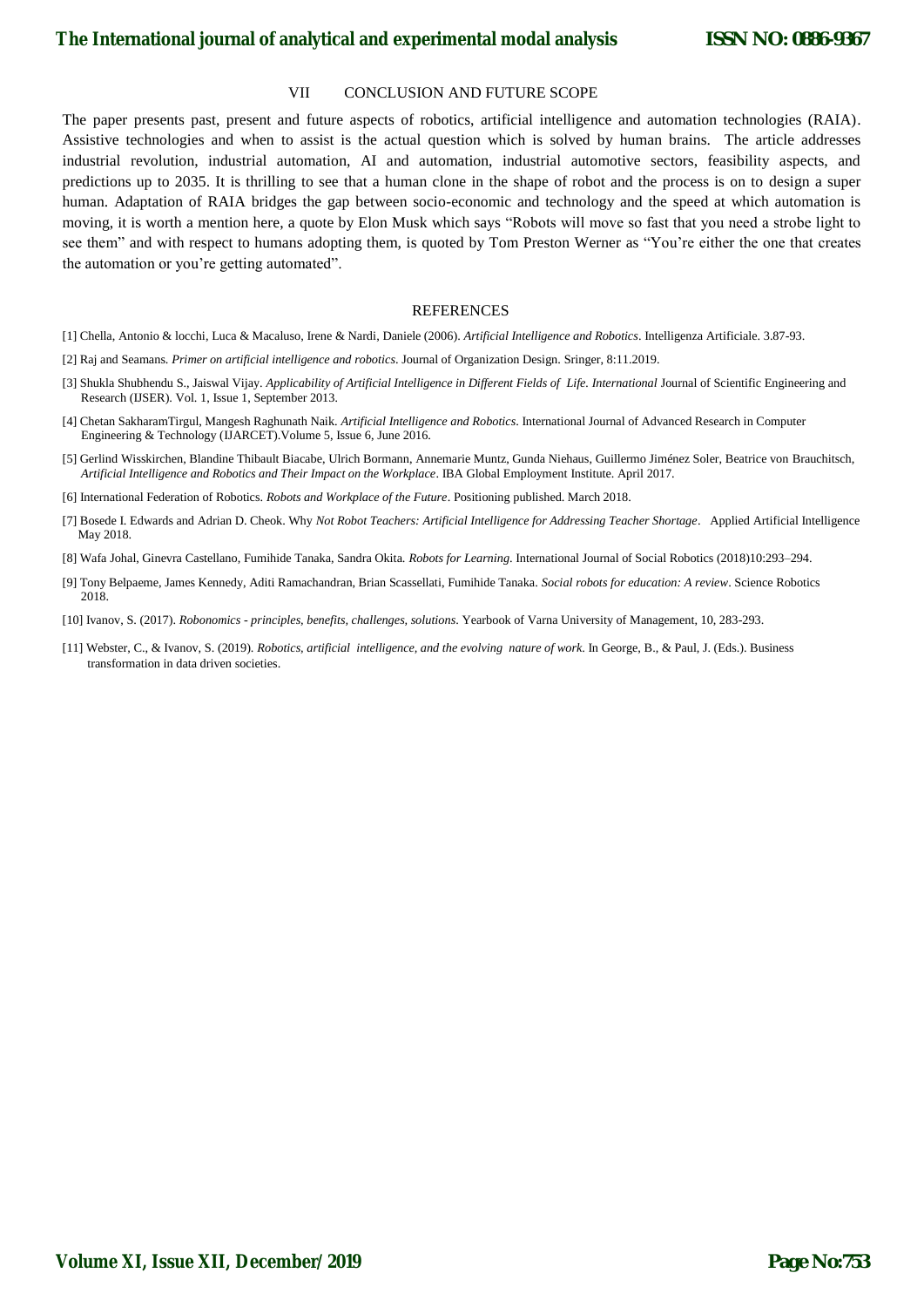## VII CONCLUSION AND FUTURE SCOPE

The paper presents past, present and future aspects of robotics, artificial intelligence and automation technologies (RAIA). Assistive technologies and when to assist is the actual question which is solved by human brains. The article addresses industrial revolution, industrial automation, AI and automation, industrial automotive sectors, feasibility aspects, and predictions up to 2035. It is thrilling to see that a human clone in the shape of robot and the process is on to design a super human. Adaptation of RAIA bridges the gap between socio-economic and technology and the speed at which automation is moving, it is worth a mention here, a quote by Elon Musk which says "Robots will move so fast that you need a strobe light to see them" and with respect to humans adopting them, is quoted by Tom Preston Werner as "You're either the one that creates the automation or you're getting automated".

## REFERENCES

[1] Chella, Antonio & locchi, Luca & Macaluso, Irene & Nardi, Daniele (2006). *Artificial Intelligence and Robotics*. Intelligenza Artificiale. 3.87-93.

[2] Raj and Seamans. *Primer on artificial intelligence and robotics*. Journal of Organization Design. Sringer, 8:11.2019.

[3] Shukla Shubhendu S., Jaiswal Vijay. *Applicability of Artificial Intelligence in Different Fields of Life. International* Journal of Scientific Engineering and Research (IJSER). Vol. 1, Issue 1, September 2013.

[4] Chetan SakharamTirgul, Mangesh Raghunath Naik. *Artificial Intelligence and Robotics*. International Journal of Advanced Research in Computer Engineering & Technology (IJARCET).Volume 5, Issue 6, June 2016.

[5] Gerlind Wisskirchen, Blandine Thibault Biacabe, Ulrich Bormann, Annemarie Muntz, Gunda Niehaus, Guillermo Jiménez Soler, Beatrice von Brauchitsch, *Artificial Intelligence and Robotics and Their Impact on the Workplace*. IBA Global Employment Institute. April 2017.

[6] International Federation of Robotics. *Robots and Workplace of the Future*. Positioning published. March 2018.

[7] Bosede I. Edwards and Adrian D. Cheok. Why *Not Robot Teachers: Artificial Intelligence for Addressing Teacher Shortage*. Applied Artificial Intelligence May 2018.

[8] Wafa Johal, Ginevra Castellano, Fumihide Tanaka, Sandra Okita. *Robots for Learning*. International Journal of Social Robotics (2018)10:293–294.

[9] Tony Belpaeme, James Kennedy, Aditi Ramachandran, Brian Scassellati, Fumihide Tanaka. *Social robots for education: A review*. Science Robotics 2018.

[10] Ivanov, S. (2017). *Robonomics - principles, benefits, challenges, solutions*. Yearbook of Varna University of Management, 10, 283-293.

[11] Webster, C., & Ivanov, S. (2019). *Robotics, artificial intelligence, and the evolving nature of work*. In George, B., & Paul, J. (Eds.). Business transformation in data driven societies.